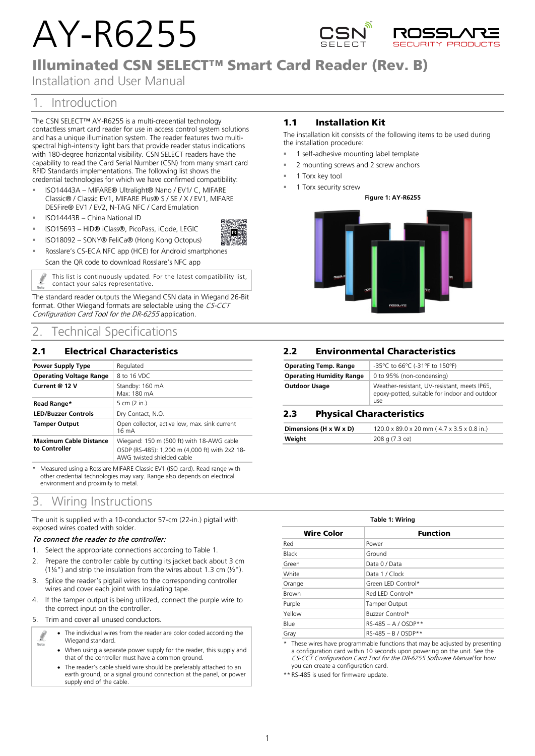# AY-R6255

## Illuminated CSN SELECT™ Smart Card Reader (Rev. B)

Installation and User Manual

# 1. Introduction

The CSN SELECT™ AY-R6255 is a multi-credential technology contactless smart card reader for use in access control system solutions and has a unique illumination system. The reader features two multi-spectral high-intensity light bars that provide reader status indications with 180-degree horizontal visibility. CSN SELECT readers have the capability to read the Card Serial Number (CSN) from many smart card RFID Standards implementations. The following list shows the credential technologies for which we have confirmed compatibility:

- ISO14443A – MIFARE® Ultralight® Nano / EV1/ C, MIFARE Classic® / Classic EV1, MIFARE Plus® S / SE / X / EV1, MIFARE DESFire® EV1 / EV2, N-TAG NFC / Card Emulation
- ISO14443B – China National ID
- ISO15693 – HID® iClass®, PicoPass, iCode, LEGIC
- ISO18092 – SONY® FeliCa® (Hong Kong Octopus)
- Rosslare's CS-ECA NFC app (HCE) for Android smartphones

  Scan the QR code to download Rosslare's NFC app

> This list is continuously updated. For the latest compatibility list, contact your sales representative.

The standard reader outputs the Wiegand CSN data in Wiegand 26-Bit format. Other Wiegand formats are selectable using the *CS-CCT Configuration Card Tool for the DR-6255* application.

### 1.1 Installation Kit

The installation kit consists of the following items to be used during the installation procedure:

- 1 self-adhesive mounting label template
- 2 mounting screws and 2 screw anchors
- 1 Torx key tool
- 1 Torx security screw

**Figure 1: AY-R6255**

# 2. Technical Specifications

### 2.1 Electrical Characteristics

| | |
|---|---|
| **Power Supply Type** | Regulated |
| **Operating Voltage Range** | 8 to 16 VDC |
| **Current @ 12 V** | Standby: 160 mA<br>Max: 180 mA |
| **Read Range*** | 5 cm (2 in.) |
| **LED/Buzzer Controls** | Dry Contact, N.O. |
| **Tamper Output** | Open collector, active low, max. sink current 16 mA |
| **Maximum Cable Distance to Controller** | Wiegand: 150 m (500 ft) with 18-AWG cable<br>OSDP (RS-485): 1,200 m (4,000 ft) with 2x2 18-AWG twisted shielded cable |

\* Measured using a Rosslare MIFARE Classic EV1 (ISO card). Read range with other credential technologies may vary. Range also depends on electrical environment and proximity to metal.

### 2.2 Environmental Characteristics

| | |
|---|---|
| **Operating Temp. Range** | -35°C to 66°C (-31°F to 150°F) |
| **Operating Humidity Range** | 0 to 95% (non-condensing) |
| **Outdoor Usage** | Weather-resistant, UV-resistant, meets IP65, epoxy-potted, suitable for indoor and outdoor use |

### 2.3 Physical Characteristics

| | |
|---|---|
| **Dimensions (H x W x D)** | 120.0 x 89.0 x 20 mm ( 4.7 x 3.5 x 0.8 in.) |
| **Weight** | 208 g (7.3 oz) |

# 3. Wiring Instructions

The unit is supplied with a 10-conductor 57-cm (22-in.) pigtail with exposed wires coated with solder.

*To connect the reader to the controller:*

1. Select the appropriate connections according to Table 1.
2. Prepare the controller cable by cutting its jacket back about 3 cm (1¼") and strip the insulation from the wires about 1.3 cm (½").
3. Splice the reader's pigtail wires to the corresponding controller wires and cover each joint with insulating tape.
4. If the tamper output is being utilized, connect the purple wire to the correct input on the controller.
5. Trim and cover all unused conductors.

> - The individual wires from the reader are color coded according the Wiegand standard.
> - When using a separate power supply for the reader, this supply and that of the controller must have a common ground.
> - The reader's cable shield wire should be preferably attached to an earth ground, or a signal ground connection at the panel, or power supply end of the cable.

**Table 1: Wiring**

| Wire Color | Function |
|---|---|
| Red | Power |
| Black | Ground |
| Green | Data 0 / Data |
| White | Data 1 / Clock |
| Orange | Green LED Control* |
| Brown | Red LED Control* |
| Purple | Tamper Output |
| Yellow | Buzzer Control* |
| Blue | RS-485 – A / OSDP** |
| Gray | RS-485 – B / OSDP** |

\* These wires have programmable functions that may be adjusted by presenting a configuration card within 10 seconds upon powering on the unit. See the *CS-CCT Configuration Card Tool for the DR-6255 Software Manual* for how you can create a configuration card.

\*\* RS-485 is used for firmware update.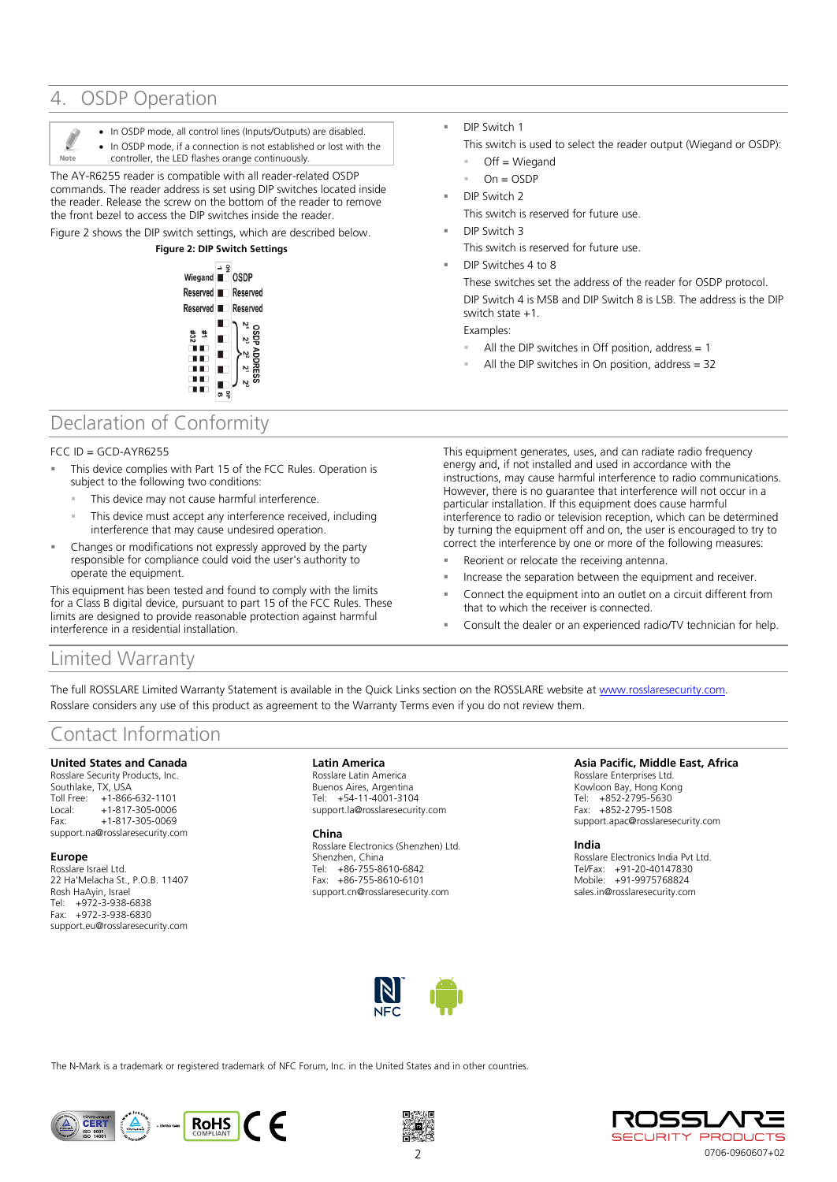# 4. OSDP Operation

> **Note**
> - In OSDP mode, all control lines (Inputs/Outputs) are disabled.
> - In OSDP mode, if a connection is not established or lost with the controller, the LED flashes orange continuously.

The AY-R6255 reader is compatible with all reader-related OSDP commands. The reader address is set using DIP switches located inside the reader. Release the screw on the bottom of the reader to remove the front bezel to access the DIP switches inside the reader.

Figure 2 shows the DIP switch settings, which are described below.

**Figure 2: DIP Switch Settings**

Wiegand | OSDP
Reserved | Reserved
Reserved | Reserved

#32 #1

$2^4$ $2^3$ $2^2$ $2^1$ $2^0$ OSDP ADDRESS

- DIP Switch 1

  This switch is used to select the reader output (Wiegand or OSDP):
  - Off = Wiegand
  - On = OSDP
- DIP Switch 2

  This switch is reserved for future use.
- DIP Switch 3

  This switch is reserved for future use.
- DIP Switches 4 to 8

  These switches set the address of the reader for OSDP protocol.

  DIP Switch 4 is MSB and DIP Switch 8 is LSB. The address is the DIP switch state +1.

  Examples:
  - All the DIP switches in Off position, address = 1
  - All the DIP switches in On position, address = 32

## Declaration of Conformity

FCC ID = GCD-AYR6255

- This device complies with Part 15 of the FCC Rules. Operation is subject to the following two conditions:
  - This device may not cause harmful interference.
  - This device must accept any interference received, including interference that may cause undesired operation.
- Changes or modifications not expressly approved by the party responsible for compliance could void the user's authority to operate the equipment.

This equipment has been tested and found to comply with the limits for a Class B digital device, pursuant to part 15 of the FCC Rules. These limits are designed to provide reasonable protection against harmful interference in a residential installation.

This equipment generates, uses, and can radiate radio frequency energy and, if not installed and used in accordance with the instructions, may cause harmful interference to radio communications. However, there is no guarantee that interference will not occur in a particular installation. If this equipment does cause harmful interference to radio or television reception, which can be determined by turning the equipment off and on, the user is encouraged to try to correct the interference by one or more of the following measures:

- Reorient or relocate the receiving antenna.
- Increase the separation between the equipment and receiver.
- Connect the equipment into an outlet on a circuit different from that to which the receiver is connected.
- Consult the dealer or an experienced radio/TV technician for help.

## Limited Warranty

The full ROSSLARE Limited Warranty Statement is available in the Quick Links section on the ROSSLARE website at www.rosslaresecurity.com. Rosslare considers any use of this product as agreement to the Warranty Terms even if you do not review them.

## Contact Information

**United States and Canada**
Rosslare Security Products, Inc.
Southlake, TX, USA
Toll Free: +1-866-632-1101
Local: +1-817-305-0006
Fax: +1-817-305-0069
support.na@rosslaresecurity.com

**Europe**
Rosslare Israel Ltd.
22 Ha'Melacha St., P.O.B. 11407
Rosh HaAyin, Israel
Tel: +972-3-938-6838
Fax: +972-3-938-6830
support.eu@rosslaresecurity.com

**Latin America**
Rosslare Latin America
Buenos Aires, Argentina
Tel: +54-11-4001-3104
support.la@rosslaresecurity.com

**China**
Rosslare Electronics (Shenzhen) Ltd.
Shenzhen, China
Tel: +86-755-8610-6842
Fax: +86-755-8610-6101
support.cn@rosslaresecurity.com

**Asia Pacific, Middle East, Africa**
Rosslare Enterprises Ltd.
Kowloon Bay, Hong Kong
Tel: +852-2795-5630
Fax: +852-2795-1508
support.apac@rosslaresecurity.com

**India**
Rosslare Electronics India Pvt Ltd.
Tel/Fax: +91-20-40147830
Mobile: +91-9975768824
sales.in@rosslaresecurity.com

The N-Mark is a trademark or registered trademark of NFC Forum, Inc. in the United States and in other countries.

0706-0960607+02